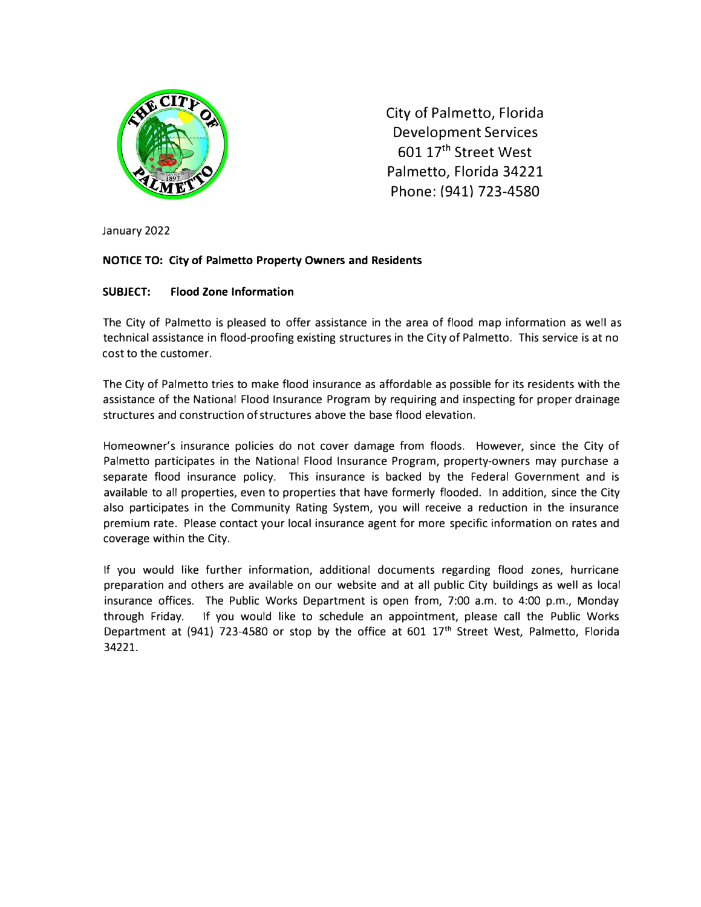City of Palmetto, Florida
Development Services
601 17th Street West
Palmetto, Florida 34221
Phone: (941) 723-4580

January 2022

**NOTICE TO: City of Palmetto Property Owners and Residents**

**SUBJECT: Flood Zone Information**

The City of Palmetto is pleased to offer assistance in the area of flood map information as well as technical assistance in flood-proofing existing structures in the City of Palmetto. This service is at no cost to the customer.

The City of Palmetto tries to make flood insurance as affordable as possible for its residents with the assistance of the National Flood Insurance Program by requiring and inspecting for proper drainage structures and construction of structures above the base flood elevation.

Homeowner's insurance policies do not cover damage from floods. However, since the City of Palmetto participates in the National Flood Insurance Program, property-owners may purchase a separate flood insurance policy. This insurance is backed by the Federal Government and is available to all properties, even to properties that have formerly flooded. In addition, since the City also participates in the Community Rating System, you will receive a reduction in the insurance premium rate. Please contact your local insurance agent for more specific information on rates and coverage within the City.

If you would like further information, additional documents regarding flood zones, hurricane preparation and others are available on our website and at all public City buildings as well as local insurance offices. The Public Works Department is open from, 7:00 a.m. to 4:00 p.m., Monday through Friday. If you would like to schedule an appointment, please call the Public Works Department at (941) 723-4580 or stop by the office at 601 17th Street West, Palmetto, Florida 34221.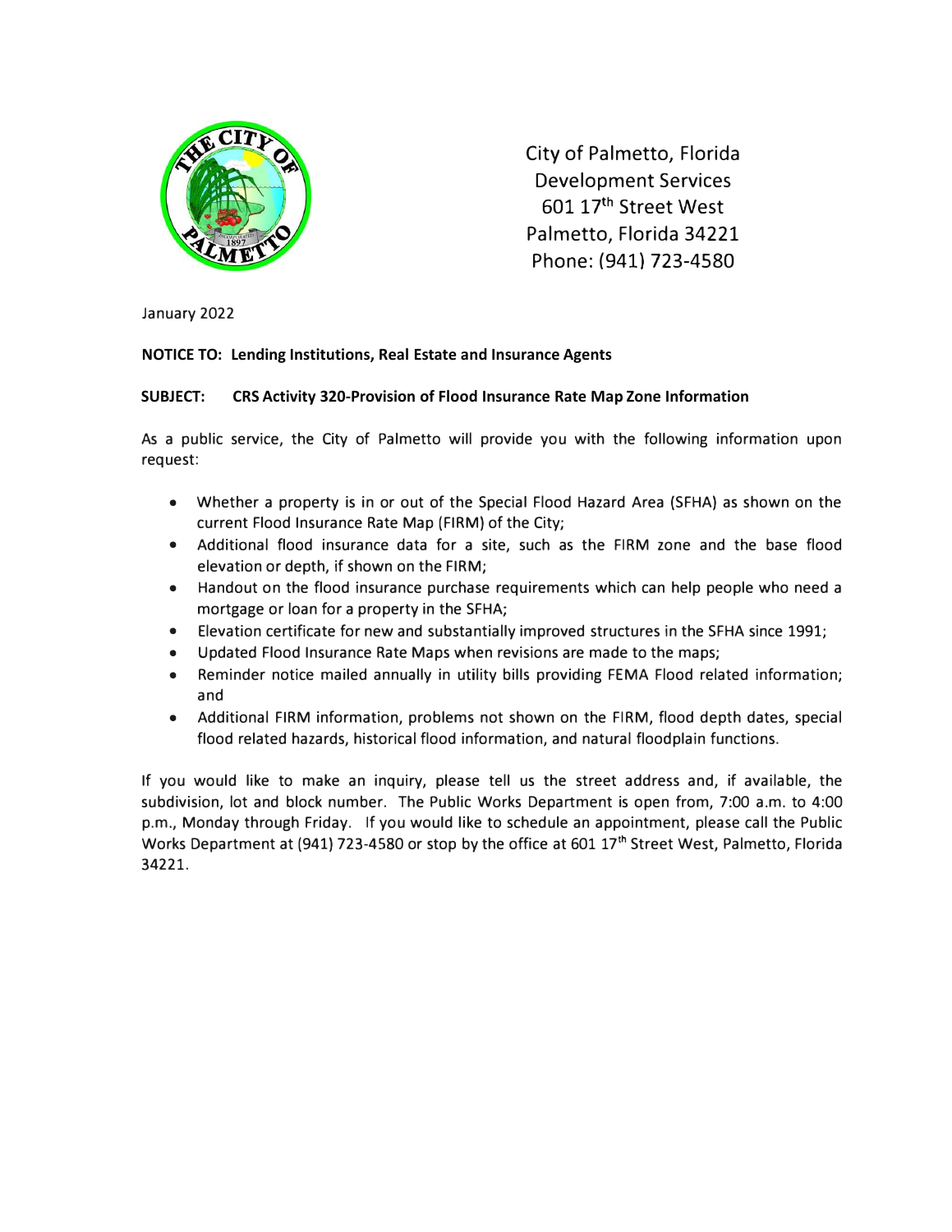City of Palmetto, Florida
Development Services
601 17th Street West
Palmetto, Florida 34221
Phone: (941) 723-4580

January 2022

**NOTICE TO: Lending Institutions, Real Estate and Insurance Agents**

**SUBJECT: CRS Activity 320-Provision of Flood Insurance Rate Map Zone Information**

As a public service, the City of Palmetto will provide you with the following information upon request:

- Whether a property is in or out of the Special Flood Hazard Area (SFHA) as shown on the current Flood Insurance Rate Map (FIRM) of the City;
- Additional flood insurance data for a site, such as the FIRM zone and the base flood elevation or depth, if shown on the FIRM;
- Handout on the flood insurance purchase requirements which can help people who need a mortgage or loan for a property in the SFHA;
- Elevation certificate for new and substantially improved structures in the SFHA since 1991;
- Updated Flood Insurance Rate Maps when revisions are made to the maps;
- Reminder notice mailed annually in utility bills providing FEMA Flood related information; and
- Additional FIRM information, problems not shown on the FIRM, flood depth dates, special flood related hazards, historical flood information, and natural floodplain functions.

If you would like to make an inquiry, please tell us the street address and, if available, the subdivision, lot and block number. The Public Works Department is open from, 7:00 a.m. to 4:00 p.m., Monday through Friday. If you would like to schedule an appointment, please call the Public Works Department at (941) 723-4580 or stop by the office at 601 17th Street West, Palmetto, Florida 34221.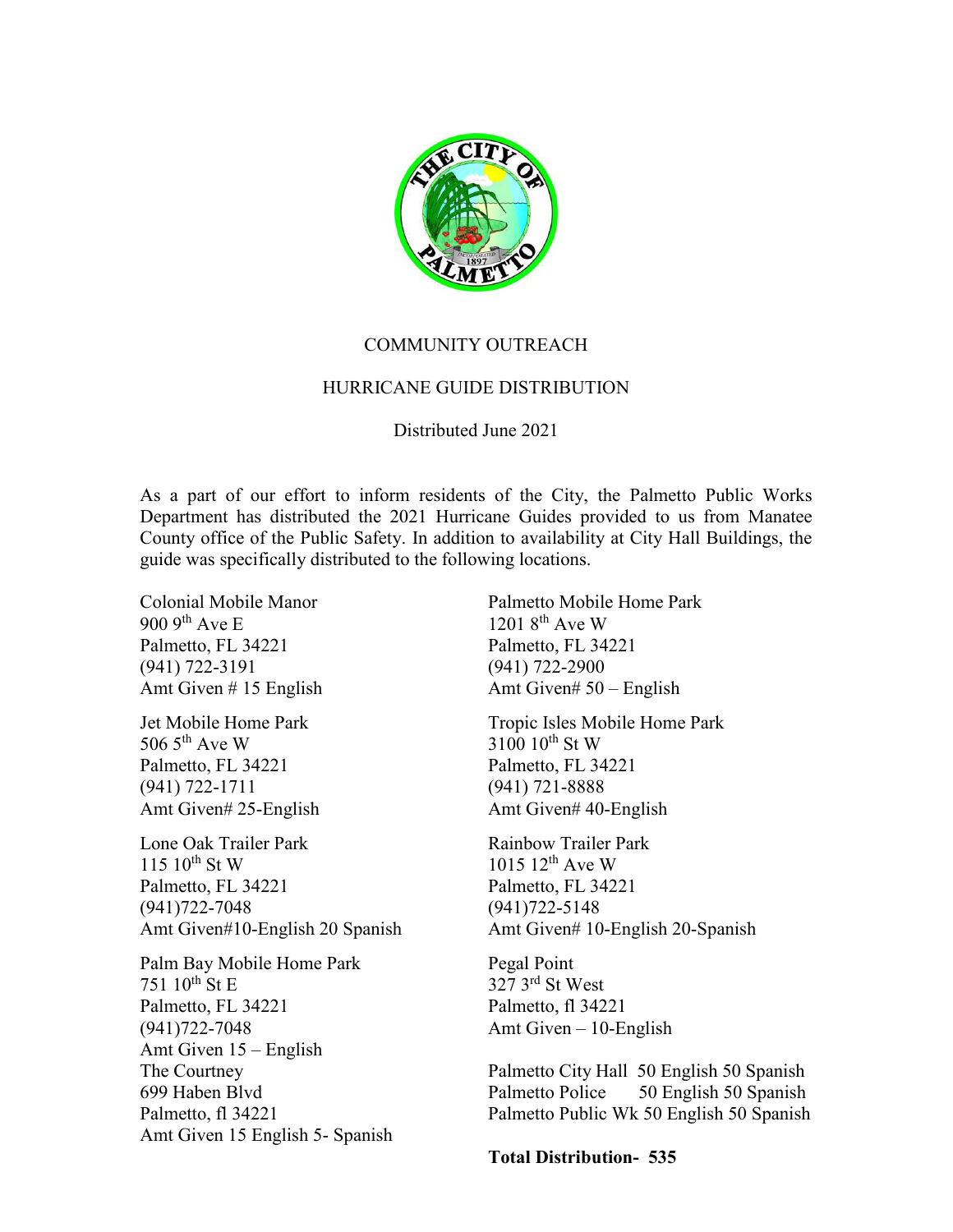COMMUNITY OUTREACH

HURRICANE GUIDE DISTRIBUTION

Distributed June 2021

As a part of our effort to inform residents of the City, the Palmetto Public Works Department has distributed the 2021 Hurricane Guides provided to us from Manatee County office of the Public Safety. In addition to availability at City Hall Buildings, the guide was specifically distributed to the following locations.

Colonial Mobile Manor
900 9th Ave E
Palmetto, FL 34221
(941) 722-3191
Amt Given # 15 English

Jet Mobile Home Park
506 5th Ave W
Palmetto, FL 34221
(941) 722-1711
Amt Given# 25-English

Lone Oak Trailer Park
115 10th St W
Palmetto, FL 34221
(941)722-7048
Amt Given#10-English 20 Spanish

Palm Bay Mobile Home Park
751 10th St E
Palmetto, FL 34221
(941)722-7048
Amt Given 15 – English

The Courtney
699 Haben Blvd
Palmetto, fl 34221
Amt Given 15 English 5- Spanish

Palmetto Mobile Home Park
1201 8th Ave W
Palmetto, FL 34221
(941) 722-2900
Amt Given# 50 – English

Tropic Isles Mobile Home Park
3100 10th St W
Palmetto, FL 34221
(941) 721-8888
Amt Given# 40-English

Rainbow Trailer Park
1015 12th Ave W
Palmetto, FL 34221
(941)722-5148
Amt Given# 10-English 20-Spanish

Pegal Point
327 3rd St West
Palmetto, fl 34221
Amt Given – 10-English

Palmetto City Hall 50 English 50 Spanish
Palmetto Police 50 English 50 Spanish
Palmetto Public Wk 50 English 50 Spanish

**Total Distribution- 535**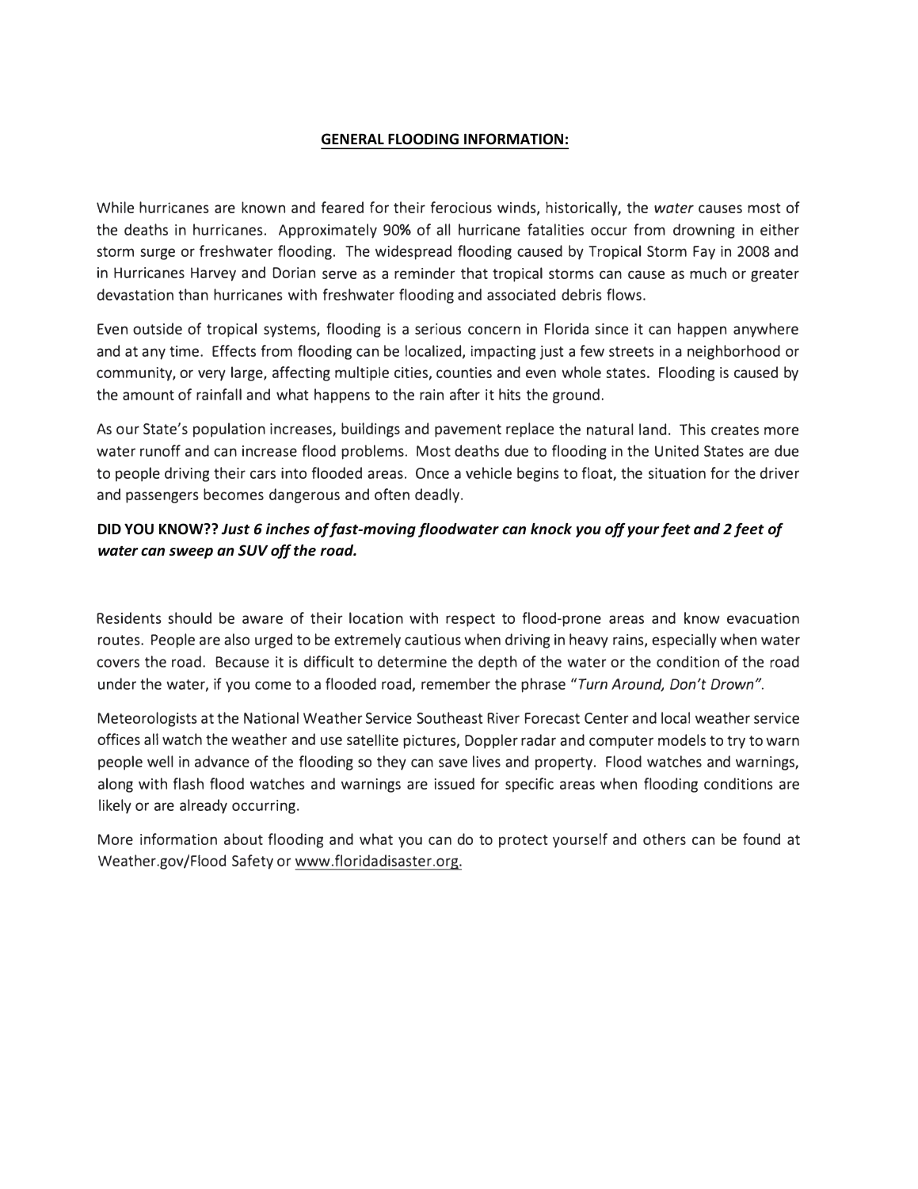## GENERAL FLOODING INFORMATION:

While hurricanes are known and feared for their ferocious winds, historically, the *water* causes most of the deaths in hurricanes. Approximately 90% of all hurricane fatalities occur from drowning in either storm surge or freshwater flooding. The widespread flooding caused by Tropical Storm Fay in 2008 and in Hurricanes Harvey and Dorian serve as a reminder that tropical storms can cause as much or greater devastation than hurricanes with freshwater flooding and associated debris flows.

Even outside of tropical systems, flooding is a serious concern in Florida since it can happen anywhere and at any time. Effects from flooding can be localized, impacting just a few streets in a neighborhood or community, or very large, affecting multiple cities, counties and even whole states. Flooding is caused by the amount of rainfall and what happens to the rain after it hits the ground.

As our State's population increases, buildings and pavement replace the natural land. This creates more water runoff and can increase flood problems. Most deaths due to flooding in the United States are due to people driving their cars into flooded areas. Once a vehicle begins to float, the situation for the driver and passengers becomes dangerous and often deadly.

**DID YOU KNOW??** ***Just 6 inches of fast-moving floodwater can knock you off your feet and 2 feet of water can sweep an SUV off the road.***

Residents should be aware of their location with respect to flood-prone areas and know evacuation routes. People are also urged to be extremely cautious when driving in heavy rains, especially when water covers the road. Because it is difficult to determine the depth of the water or the condition of the road under the water, if you come to a flooded road, remember the phrase "*Turn Around, Don't Drown*".

Meteorologists at the National Weather Service Southeast River Forecast Center and local weather service offices all watch the weather and use satellite pictures, Doppler radar and computer models to try to warn people well in advance of the flooding so they can save lives and property. Flood watches and warnings, along with flash flood watches and warnings are issued for specific areas when flooding conditions are likely or are already occurring.

More information about flooding and what you can do to protect yourself and others can be found at Weather.gov/Flood Safety or www.floridadisaster.org.